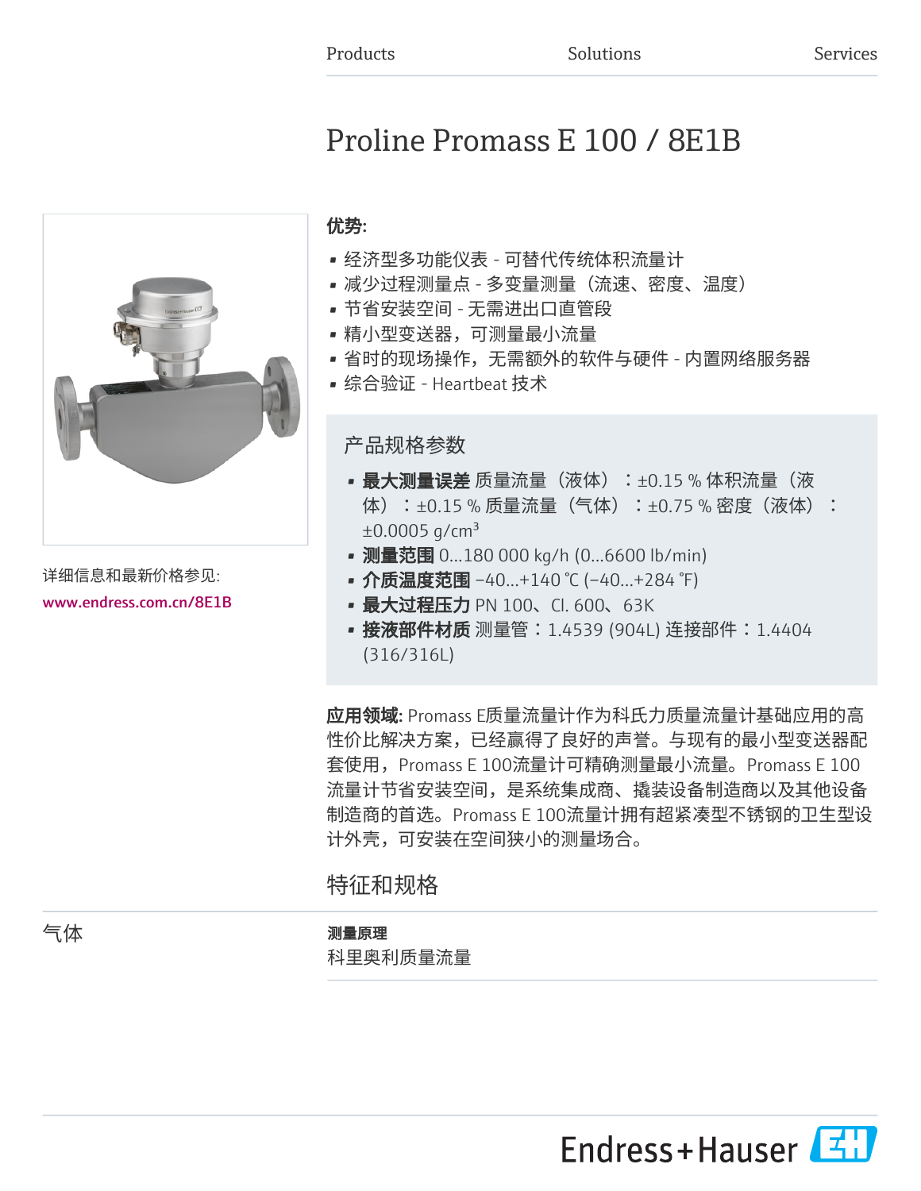Products Solutions Services

# Proline Promass E 100 / 8E1B

**优势:**

- 经济型多功能仪表 - 可替代传统体积流量计
- 减少过程测量点 - 多变量测量（流速、密度、温度）
- 节省安装空间 - 无需进出口直管段
- 精小型变送器，可测量最小流量
- 省时的现场操作，无需额外的软件与硬件 - 内置网络服务器
- 综合验证 - Heartbeat 技术

详细信息和最新价格参见:

www.endress.com.cn/8E1B

## 产品规格参数

- **最大测量误差** 质量流量（液体）：±0.15 % 体积流量（液体）：±0.15 % 质量流量（气体）：±0.75 % 密度（液体）：±0.0005 g/cm³
- **测量范围** 0...180 000 kg/h (0...6600 lb/min)
- **介质温度范围** –40...+140 °C (–40...+284 °F)
- **最大过程压力** PN 100、Cl. 600、63K
- **接液部件材质** 测量管：1.4539 (904L) 连接部件：1.4404 (316/316L)

**应用领域:** Promass E质量流量计作为科氏力质量流量计基础应用的高性价比解决方案，已经赢得了良好的声誉。与现有的最小型变送器配套使用，Promass E 100流量计可精确测量最小流量。Promass E 100流量计节省安装空间，是系统集成商、撬装设备制造商以及其他设备制造商的首选。Promass E 100流量计拥有超紧凑型不锈钢的卫生型设计外壳，可安装在空间狭小的测量场合。

## 特征和规格

### 气体

**测量原理**

科里奥利质量流量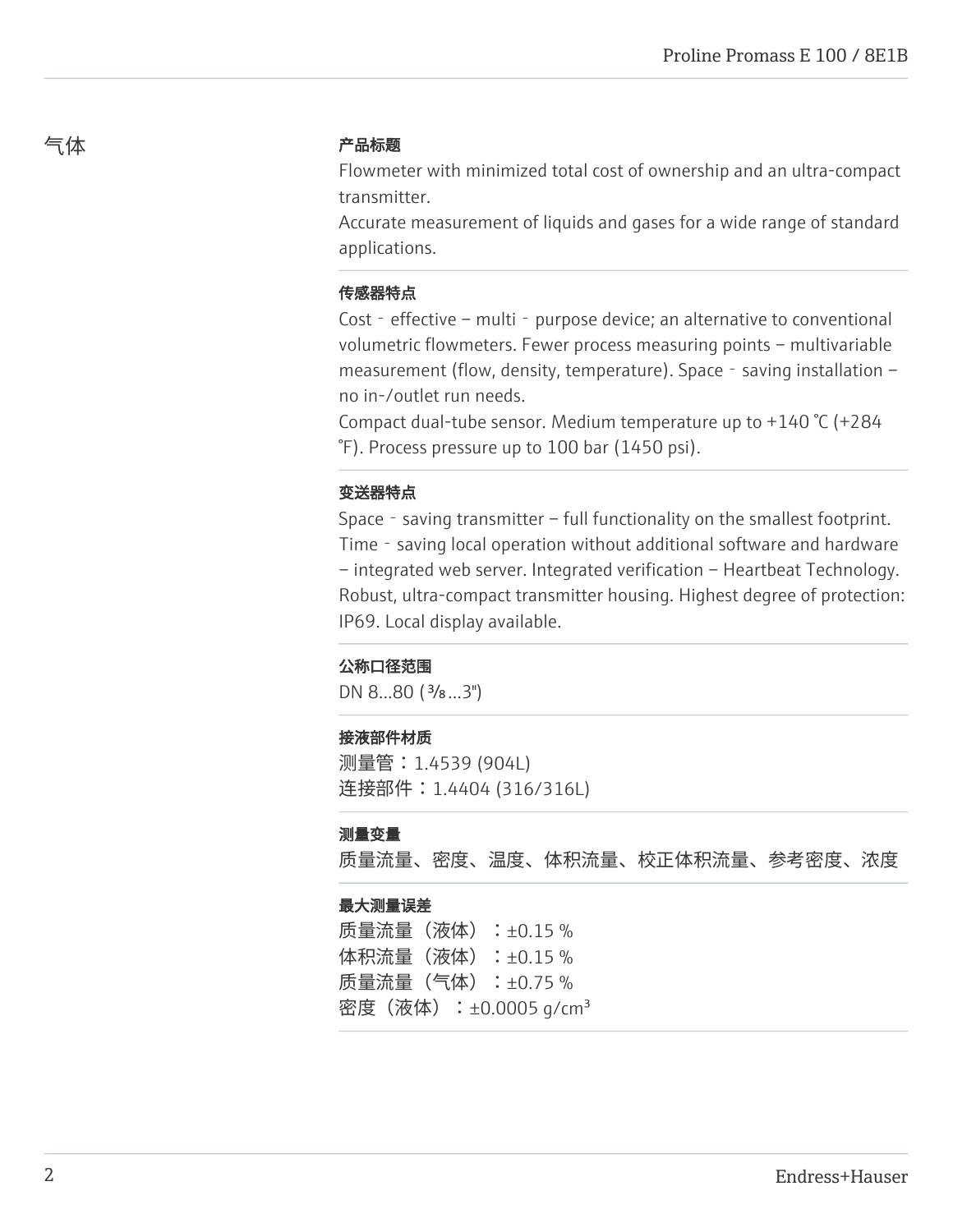# 气体

### 产品标题

Flowmeter with minimized total cost of ownership and an ultra-compact transmitter.
Accurate measurement of liquids and gases for a wide range of standard applications.

### 传感器特点

Cost‐effective – multi‐purpose device; an alternative to conventional volumetric flowmeters. Fewer process measuring points – multivariable measurement (flow, density, temperature). Space‐saving installation – no in-/outlet run needs.
Compact dual-tube sensor. Medium temperature up to +140 °C (+284 °F). Process pressure up to 100 bar (1450 psi).

### 变送器特点

Space‐saving transmitter – full functionality on the smallest footprint. Time‐saving local operation without additional software and hardware – integrated web server. Integrated verification – Heartbeat Technology. Robust, ultra-compact transmitter housing. Highest degree of protection: IP69. Local display available.

### 公称口径范围

DN 8…80 (⅜…3")

### 接液部件材质

测量管：1.4539 (904L)
连接部件：1.4404 (316/316L)

### 测量变量

质量流量、密度、温度、体积流量、校正体积流量、参考密度、浓度

### 最大测量误差

质量流量（液体）：±0.15 %
体积流量（液体）：±0.15 %
质量流量（气体）：±0.75 %
密度（液体）：±0.0005 g/cm³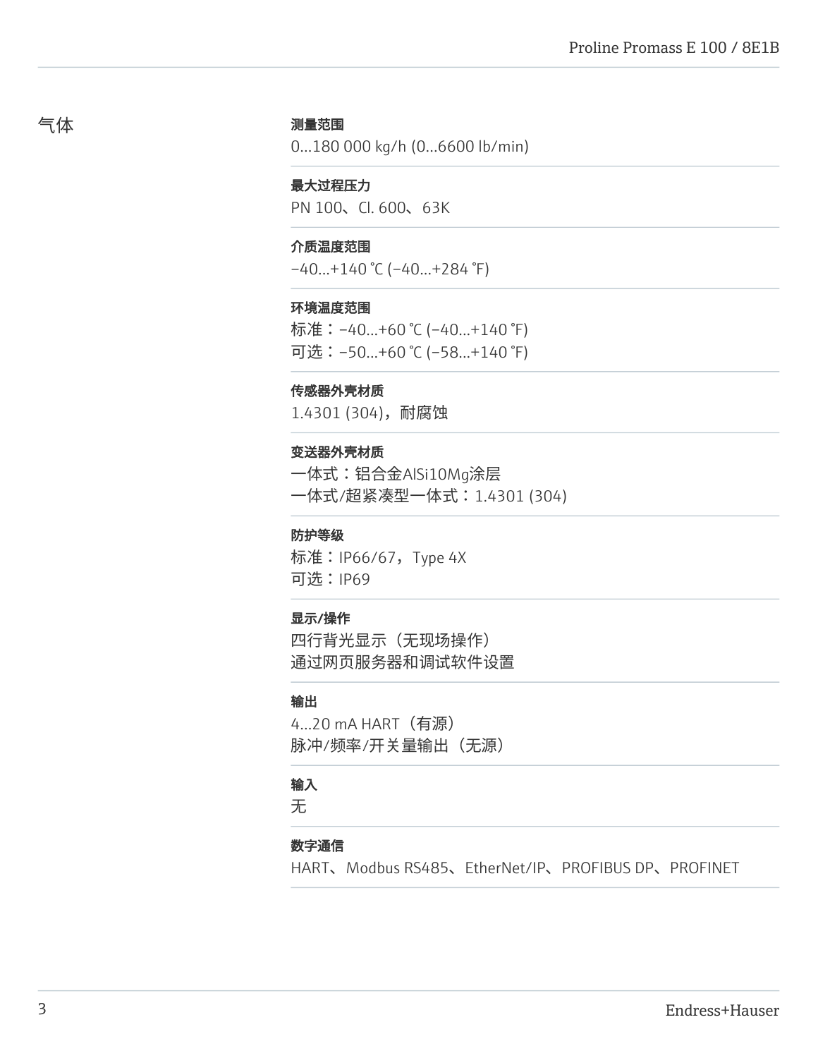## 气体

**测量范围**

0…180 000 kg/h (0…6600 lb/min)

**最大过程压力**

PN 100、Cl. 600、63K

**介质温度范围**

–40…+140 °C (–40…+284 °F)

**环境温度范围**

标准：–40…+60 °C (–40…+140 °F)
可选：–50…+60 °C (–58…+140 °F)

**传感器外壳材质**

1.4301 (304)，耐腐蚀

**变送器外壳材质**

一体式：铝合金AlSi10Mg涂层
一体式/超紧凑型一体式：1.4301 (304)

**防护等级**

标准：IP66/67，Type 4X
可选：IP69

**显示/操作**

四行背光显示（无现场操作）
通过网页服务器和调试软件设置

**输出**

4…20 mA HART（有源）
脉冲/频率/开关量输出（无源）

**输入**

无

**数字通信**

HART、Modbus RS485、EtherNet/IP、PROFIBUS DP、PROFINET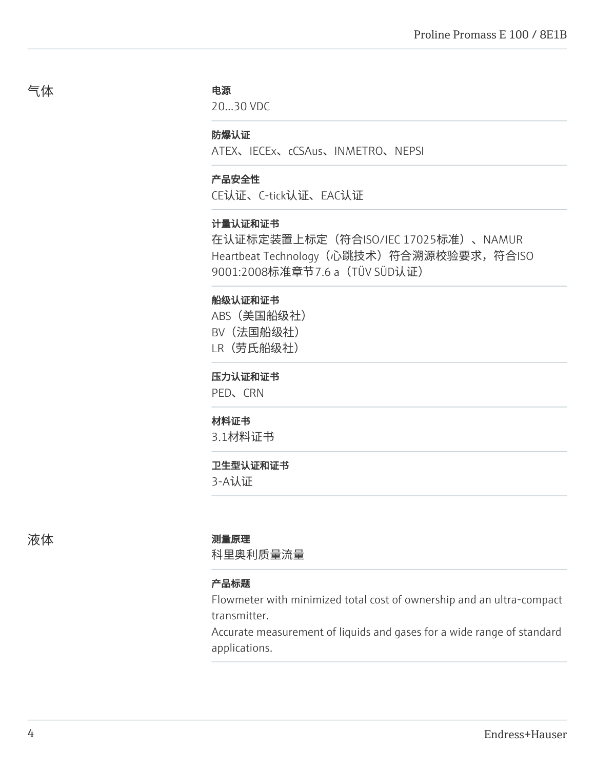## 气体

**电源**

20...30 VDC

**防爆认证**

ATEX、IECEx、cCSAus、INMETRO、NEPSI

**产品安全性**

CE认证、C-tick认证、EAC认证

**计量认证和证书**

在认证标定装置上标定（符合ISO/IEC 17025标准）、NAMUR

Heartbeat Technology（心跳技术）符合溯源校验要求，符合ISO 9001:2008标准章节7.6 a（TÜV SÜD认证）

**船级认证和证书**

ABS（美国船级社）

BV（法国船级社）

LR（劳氏船级社）

**压力认证和证书**

PED、CRN

**材料证书**

3.1材料证书

**卫生型认证和证书**

3-A认证

## 液体

**测量原理**

科里奥利质量流量

**产品标题**

Flowmeter with minimized total cost of ownership and an ultra-compact transmitter.

Accurate measurement of liquids and gases for a wide range of standard applications.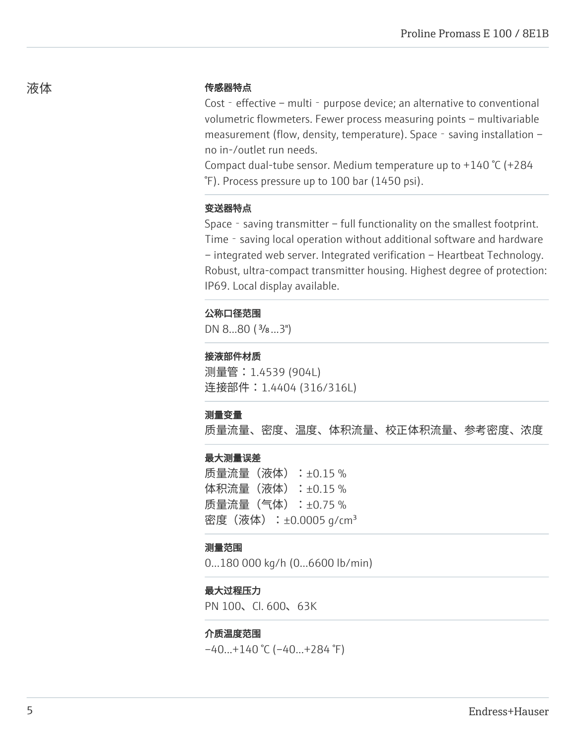## 液体

### 传感器特点

Cost‐effective – multi‐purpose device; an alternative to conventional volumetric flowmeters. Fewer process measuring points – multivariable measurement (flow, density, temperature). Space‐saving installation – no in-/outlet run needs.
Compact dual-tube sensor. Medium temperature up to +140 °C (+284 °F). Process pressure up to 100 bar (1450 psi).

### 变送器特点

Space‐saving transmitter – full functionality on the smallest footprint. Time‐saving local operation without additional software and hardware – integrated web server. Integrated verification – Heartbeat Technology. Robust, ultra-compact transmitter housing. Highest degree of protection: IP69. Local display available.

### 公称口径范围

DN 8...80 (⅜...3")

### 接液部件材质

测量管：1.4539 (904L)
连接部件：1.4404 (316/316L)

### 测量变量

质量流量、密度、温度、体积流量、校正体积流量、参考密度、浓度

### 最大测量误差

质量流量（液体）：±0.15 %
体积流量（液体）：±0.15 %
质量流量（气体）：±0.75 %
密度（液体）：±0.0005 g/cm³

### 测量范围

0...180 000 kg/h (0...6600 lb/min)

### 最大过程压力

PN 100、Cl. 600、63K

### 介质温度范围

–40...+140 °C (–40...+284 °F)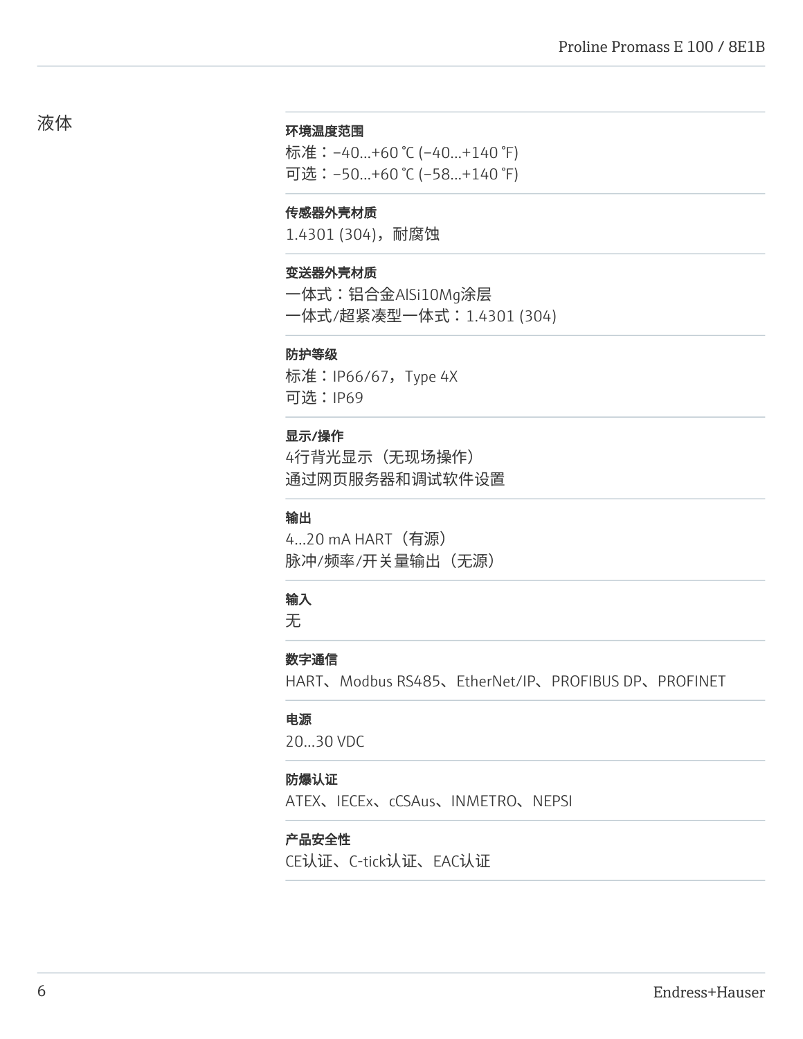## 液体

**环境温度范围**

标准：–40...+60 °C (–40...+140 °F)
可选：–50...+60 °C (–58...+140 °F)

**传感器外壳材质**

1.4301 (304)，耐腐蚀

**变送器外壳材质**

一体式：铝合金AlSi10Mg涂层
一体式/超紧凑型一体式：1.4301 (304)

**防护等级**

标准：IP66/67，Type 4X
可选：IP69

**显示/操作**

4行背光显示（无现场操作）
通过网页服务器和调试软件设置

**输出**

4...20 mA HART（有源）
脉冲/频率/开关量输出（无源）

**输入**

无

**数字通信**

HART、Modbus RS485、EtherNet/IP、PROFIBUS DP、PROFINET

**电源**

20...30 VDC

**防爆认证**

ATEX、IECEx、cCSAus、INMETRO、NEPSI

**产品安全性**

CE认证、C-tick认证、EAC认证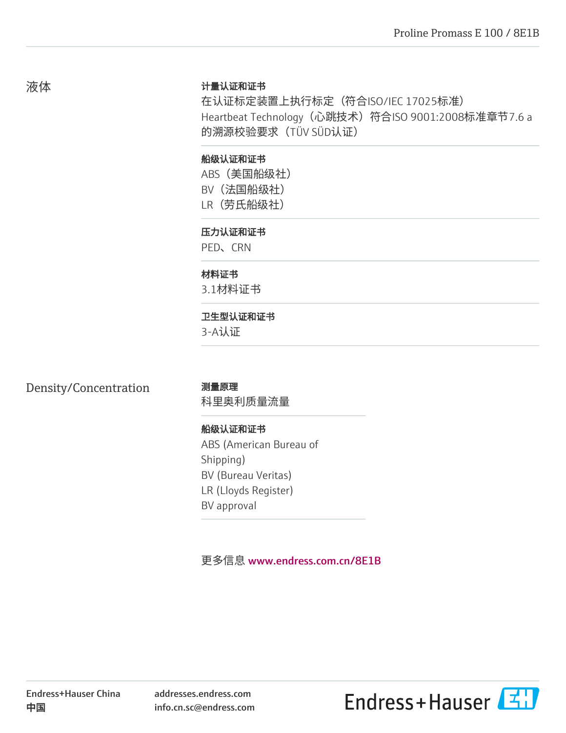## 液体

**计量认证和证书**
在认证标定装置上执行标定（符合ISO/IEC 17025标准）
Heartbeat Technology（心跳技术）符合ISO 9001:2008标准章节7.6 a的溯源校验要求（TÜV SÜD认证）

**船级认证和证书**
ABS（美国船级社）
BV（法国船级社）
LR（劳氏船级社）

**压力认证和证书**
PED、CRN

**材料证书**
3.1材料证书

**卫生型认证和证书**
3-A认证

## Density/Concentration

**测量原理**
科里奥利质量流量

**船级认证和证书**
ABS (American Bureau of Shipping)
BV (Bureau Veritas)
LR (Lloyds Register)
BV approval

更多信息 www.endress.com.cn/8E1B

Endress+Hauser China
中国

addresses.endress.com
info.cn.sc@endress.com